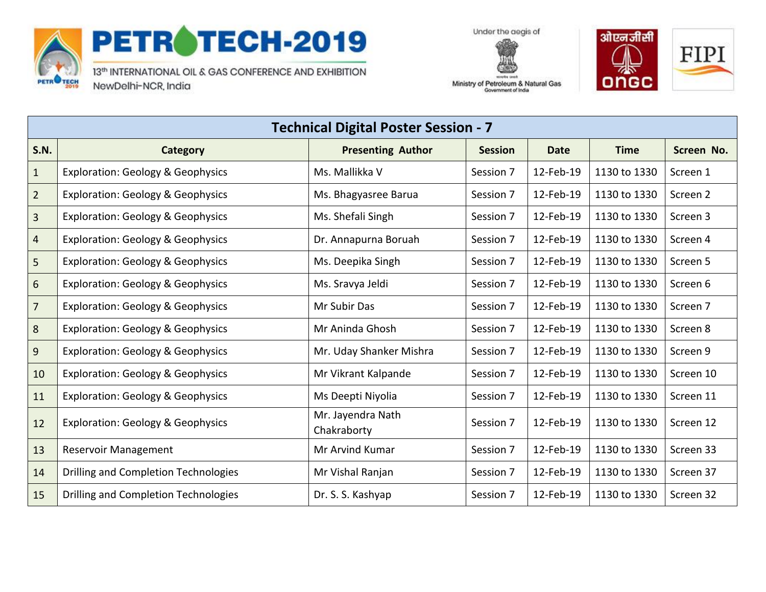PETROTECH-2019

13th INTERNATIONAL OIL & GAS CONFERENCE AND EXHIBITION

NewDelhi-NCR, India

Under the aegis of Ministry of Petroleum & Natural Gas, Government of India

ओएनजीसी ONGC

FIPI

## Technical Digital Poster Session - 7

| S.N. | Category | Presenting Author | Session | Date | Time | Screen No. |
|---|---|---|---|---|---|---|
| 1 | Exploration: Geology & Geophysics | Ms. Mallikka V | Session 7 | 12-Feb-19 | 1130 to 1330 | Screen 1 |
| 2 | Exploration: Geology & Geophysics | Ms. Bhagyasree Barua | Session 7 | 12-Feb-19 | 1130 to 1330 | Screen 2 |
| 3 | Exploration: Geology & Geophysics | Ms. Shefali Singh | Session 7 | 12-Feb-19 | 1130 to 1330 | Screen 3 |
| 4 | Exploration: Geology & Geophysics | Dr. Annapurna Boruah | Session 7 | 12-Feb-19 | 1130 to 1330 | Screen 4 |
| 5 | Exploration: Geology & Geophysics | Ms. Deepika Singh | Session 7 | 12-Feb-19 | 1130 to 1330 | Screen 5 |
| 6 | Exploration: Geology & Geophysics | Ms. Sravya Jeldi | Session 7 | 12-Feb-19 | 1130 to 1330 | Screen 6 |
| 7 | Exploration: Geology & Geophysics | Mr Subir Das | Session 7 | 12-Feb-19 | 1130 to 1330 | Screen 7 |
| 8 | Exploration: Geology & Geophysics | Mr Aninda Ghosh | Session 7 | 12-Feb-19 | 1130 to 1330 | Screen 8 |
| 9 | Exploration: Geology & Geophysics | Mr. Uday Shanker Mishra | Session 7 | 12-Feb-19 | 1130 to 1330 | Screen 9 |
| 10 | Exploration: Geology & Geophysics | Mr Vikrant Kalpande | Session 7 | 12-Feb-19 | 1130 to 1330 | Screen 10 |
| 11 | Exploration: Geology & Geophysics | Ms Deepti Niyolia | Session 7 | 12-Feb-19 | 1130 to 1330 | Screen 11 |
| 12 | Exploration: Geology & Geophysics | Mr. Jayendra Nath Chakraborty | Session 7 | 12-Feb-19 | 1130 to 1330 | Screen 12 |
| 13 | Reservoir Management | Mr Arvind Kumar | Session 7 | 12-Feb-19 | 1130 to 1330 | Screen 33 |
| 14 | Drilling and Completion Technologies | Mr Vishal Ranjan | Session 7 | 12-Feb-19 | 1130 to 1330 | Screen 37 |
| 15 | Drilling and Completion Technologies | Dr. S. S. Kashyap | Session 7 | 12-Feb-19 | 1130 to 1330 | Screen 32 |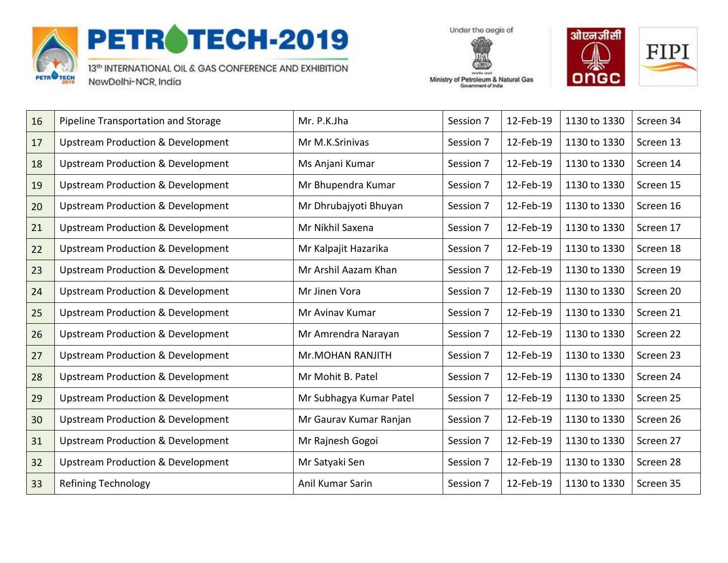| | | | | | | |
|---|---|---|---|---|---|---|
| 16 | Pipeline Transportation and Storage | Mr. P.K.Jha | Session 7 | 12-Feb-19 | 1130 to 1330 | Screen 34 |
| 17 | Upstream Production & Development | Mr M.K.Srinivas | Session 7 | 12-Feb-19 | 1130 to 1330 | Screen 13 |
| 18 | Upstream Production & Development | Ms Anjani Kumar | Session 7 | 12-Feb-19 | 1130 to 1330 | Screen 14 |
| 19 | Upstream Production & Development | Mr Bhupendra Kumar | Session 7 | 12-Feb-19 | 1130 to 1330 | Screen 15 |
| 20 | Upstream Production & Development | Mr Dhrubajyoti Bhuyan | Session 7 | 12-Feb-19 | 1130 to 1330 | Screen 16 |
| 21 | Upstream Production & Development | Mr Nikhil Saxena | Session 7 | 12-Feb-19 | 1130 to 1330 | Screen 17 |
| 22 | Upstream Production & Development | Mr Kalpajit Hazarika | Session 7 | 12-Feb-19 | 1130 to 1330 | Screen 18 |
| 23 | Upstream Production & Development | Mr Arshil Aazam Khan | Session 7 | 12-Feb-19 | 1130 to 1330 | Screen 19 |
| 24 | Upstream Production & Development | Mr Jinen Vora | Session 7 | 12-Feb-19 | 1130 to 1330 | Screen 20 |
| 25 | Upstream Production & Development | Mr Avinav Kumar | Session 7 | 12-Feb-19 | 1130 to 1330 | Screen 21 |
| 26 | Upstream Production & Development | Mr Amrendra Narayan | Session 7 | 12-Feb-19 | 1130 to 1330 | Screen 22 |
| 27 | Upstream Production & Development | Mr.MOHAN RANJITH | Session 7 | 12-Feb-19 | 1130 to 1330 | Screen 23 |
| 28 | Upstream Production & Development | Mr Mohit B. Patel | Session 7 | 12-Feb-19 | 1130 to 1330 | Screen 24 |
| 29 | Upstream Production & Development | Mr Subhagya Kumar Patel | Session 7 | 12-Feb-19 | 1130 to 1330 | Screen 25 |
| 30 | Upstream Production & Development | Mr Gaurav Kumar Ranjan | Session 7 | 12-Feb-19 | 1130 to 1330 | Screen 26 |
| 31 | Upstream Production & Development | Mr Rajnesh Gogoi | Session 7 | 12-Feb-19 | 1130 to 1330 | Screen 27 |
| 32 | Upstream Production & Development | Mr Satyaki Sen | Session 7 | 12-Feb-19 | 1130 to 1330 | Screen 28 |
| 33 | Refining Technology | Anil Kumar Sarin | Session 7 | 12-Feb-19 | 1130 to 1330 | Screen 35 |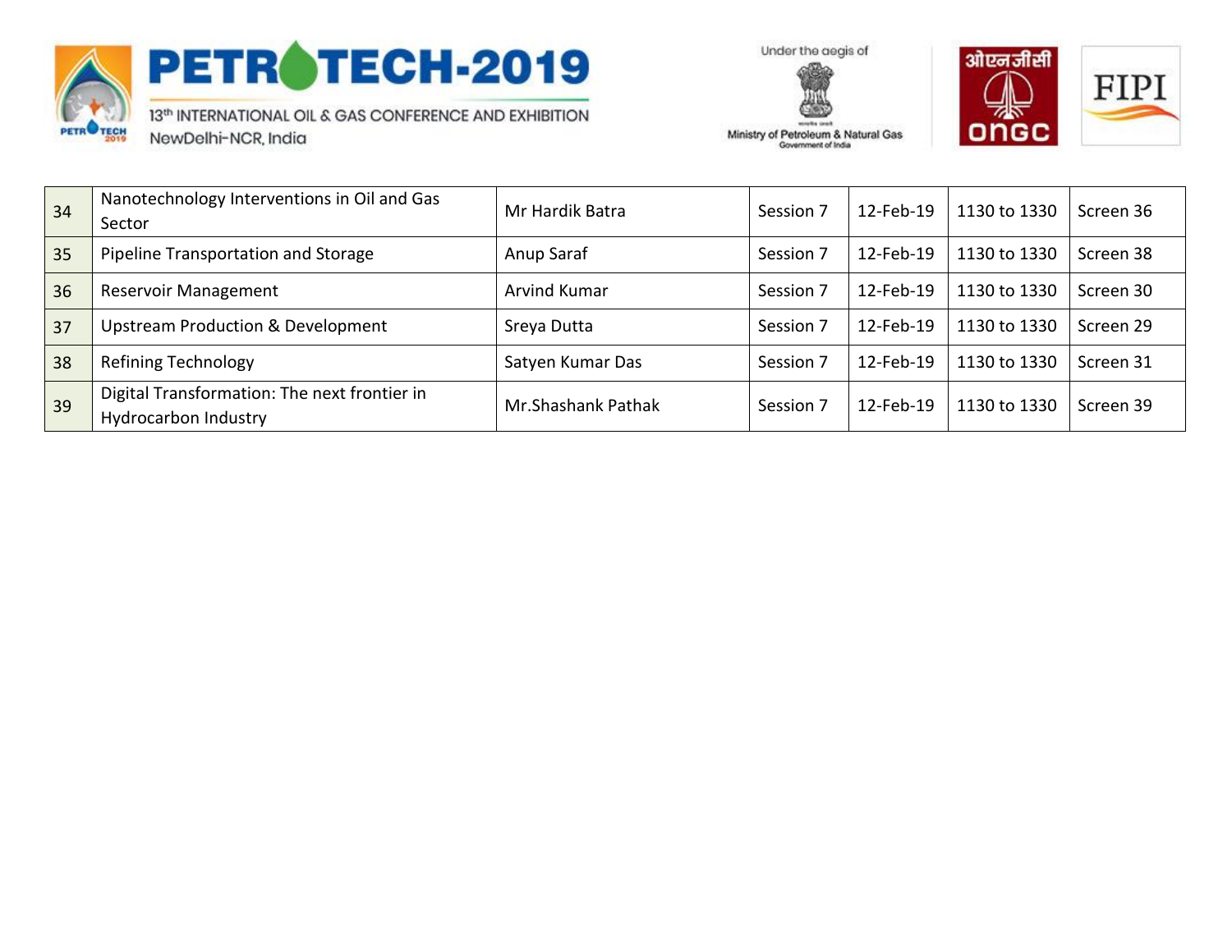| | | | | | | |
|---|---|---|---|---|---|---|
| 34 | Nanotechnology Interventions in Oil and Gas Sector | Mr Hardik Batra | Session 7 | 12-Feb-19 | 1130 to 1330 | Screen 36 |
| 35 | Pipeline Transportation and Storage | Anup Saraf | Session 7 | 12-Feb-19 | 1130 to 1330 | Screen 38 |
| 36 | Reservoir Management | Arvind Kumar | Session 7 | 12-Feb-19 | 1130 to 1330 | Screen 30 |
| 37 | Upstream Production & Development | Sreya Dutta | Session 7 | 12-Feb-19 | 1130 to 1330 | Screen 29 |
| 38 | Refining Technology | Satyen Kumar Das | Session 7 | 12-Feb-19 | 1130 to 1330 | Screen 31 |
| 39 | Digital Transformation: The next frontier in Hydrocarbon Industry | Mr.Shashank Pathak | Session 7 | 12-Feb-19 | 1130 to 1330 | Screen 39 |